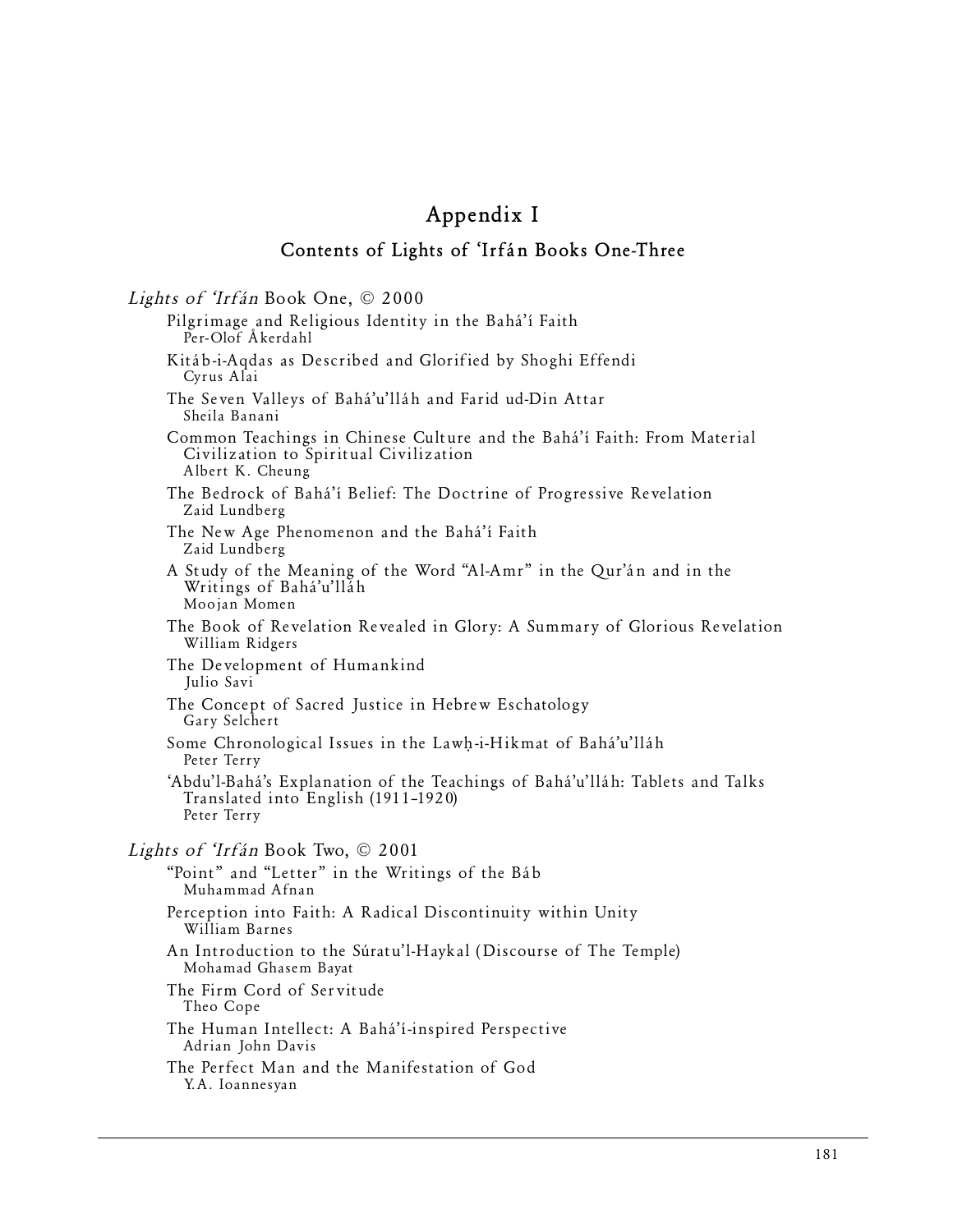# Appendix I

## Contents of Lights of 'Irfán Books One-Three

*Lights of 'Irfán* Book One, © 2000

- Pilgrimage and Religious Identity in the Bahá'í Faith  
  Per-Olof Åkerdahl
- Kitáb-i-Aqdas as Described and Glorified by Shoghi Effendi  
  Cyrus Alai
- The Seven Valleys of Bahá'u'lláh and Farid ud-Din Attar  
  Sheila Banani
- Common Teachings in Chinese Culture and the Bahá'í Faith: From Material Civilization to Spiritual Civilization  
  Albert K. Cheung
- The Bedrock of Bahá'í Belief: The Doctrine of Progressive Revelation  
  Zaid Lundberg
- The New Age Phenomenon and the Bahá'í Faith  
  Zaid Lundberg
- A Study of the Meaning of the Word "Al-Amr" in the Qur'án and in the Writings of Bahá'u'lláh  
  Moojan Momen
- The Book of Revelation Revealed in Glory: A Summary of Glorious Revelation  
  William Ridgers
- The Development of Humankind  
  Julio Savi
- The Concept of Sacred Justice in Hebrew Eschatology  
  Gary Selchert
- Some Chronological Issues in the Lawḥ-i-Hikmat of Bahá'u'lláh  
  Peter Terry
- 'Abdu'l-Bahá's Explanation of the Teachings of Bahá'u'lláh: Tablets and Talks Translated into English (1911–1920)  
  Peter Terry

*Lights of 'Irfán* Book Two, © 2001

- "Point" and "Letter" in the Writings of the Báb  
  Muhammad Afnan
- Perception into Faith: A Radical Discontinuity within Unity  
  William Barnes
- An Introduction to the Súratu'l-Haykal (Discourse of The Temple)  
  Mohamad Ghasem Bayat
- The Firm Cord of Servitude  
  Theo Cope
- The Human Intellect: A Bahá'í-inspired Perspective  
  Adrian John Davis
- The Perfect Man and the Manifestation of God  
  Y.A. Ioannesyan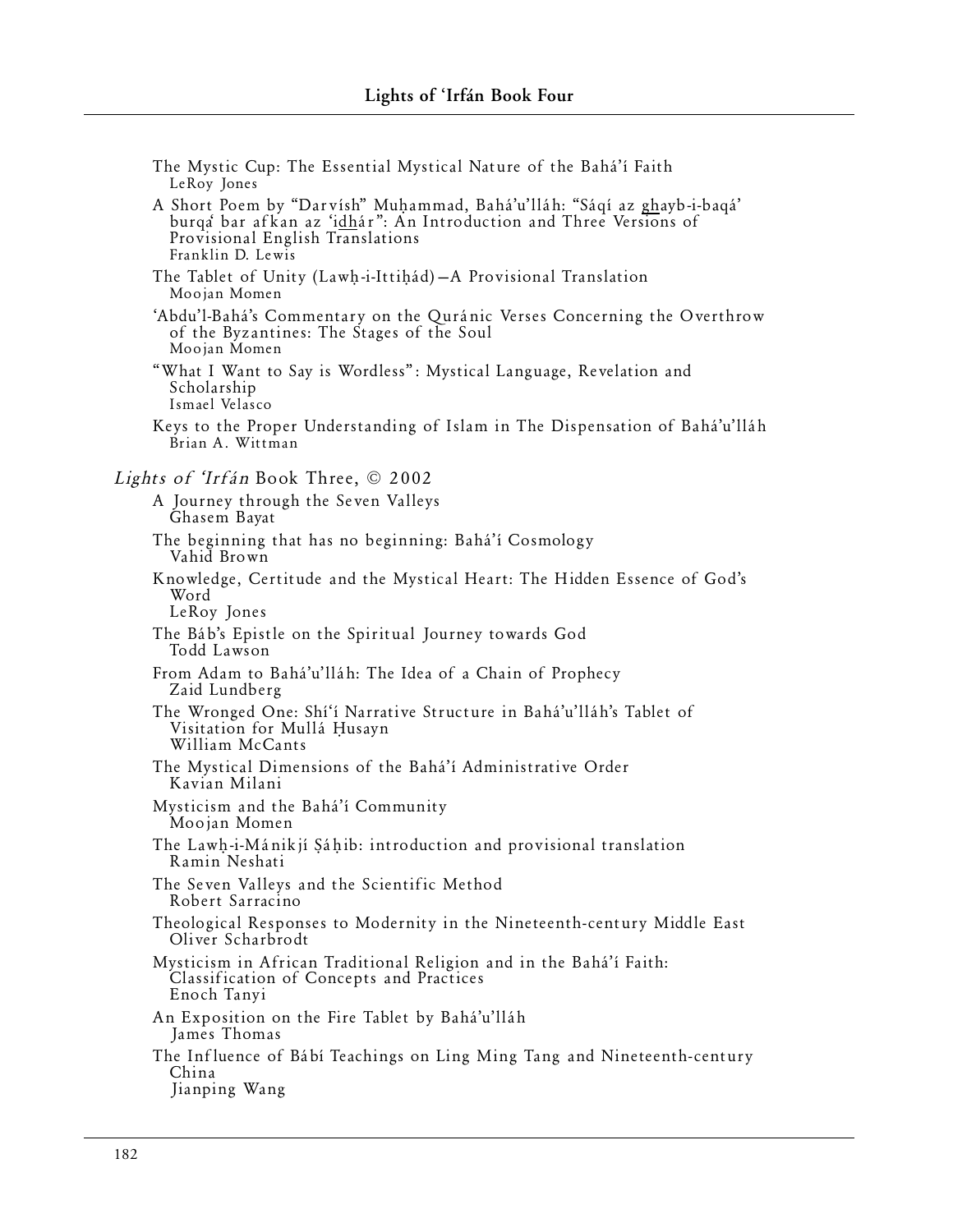The Mystic Cup: The Essential Mystical Nature of the Bahá'í Faith
LeRoy Jones

A Short Poem by "Darvísh" Muḥammad, Bahá'u'lláh: "Sáqí az ghayb-i-baqá' burqa' bar afkan az 'idhár": An Introduction and Three Versions of Provisional English Translations
Franklin D. Lewis

The Tablet of Unity (Lawḥ-i-Ittiḥád)—A Provisional Translation
Moojan Momen

'Abdu'l-Bahá's Commentary on the Quránic Verses Concerning the Overthrow of the Byzantines: The Stages of the Soul
Moojan Momen

"What I Want to Say is Wordless": Mystical Language, Revelation and Scholarship
Ismael Velasco

Keys to the Proper Understanding of Islam in The Dispensation of Bahá'u'lláh
Brian A. Wittman

*Lights of 'Irfán* Book Three, © 2002

A Journey through the Seven Valleys
Ghasem Bayat

The beginning that has no beginning: Bahá'í Cosmology
Vahid Brown

Knowledge, Certitude and the Mystical Heart: The Hidden Essence of God's Word
LeRoy Jones

The Báb's Epistle on the Spiritual Journey towards God
Todd Lawson

From Adam to Bahá'u'lláh: The Idea of a Chain of Prophecy
Zaid Lundberg

The Wronged One: Shí'í Narrative Structure in Bahá'u'lláh's Tablet of Visitation for Mullá Ḥusayn
William McCants

The Mystical Dimensions of the Bahá'í Administrative Order
Kavian Milani

Mysticism and the Bahá'í Community
Moojan Momen

The Lawḥ-i-Mánikjí Ṣáḥib: introduction and provisional translation
Ramin Neshati

The Seven Valleys and the Scientific Method
Robert Sarracino

Theological Responses to Modernity in the Nineteenth-century Middle East
Oliver Scharbrodt

Mysticism in African Traditional Religion and in the Bahá'í Faith: Classification of Concepts and Practices
Enoch Tanyi

An Exposition on the Fire Tablet by Bahá'u'lláh
James Thomas

The Influence of Bábí Teachings on Ling Ming Tang and Nineteenth-century China
Jianping Wang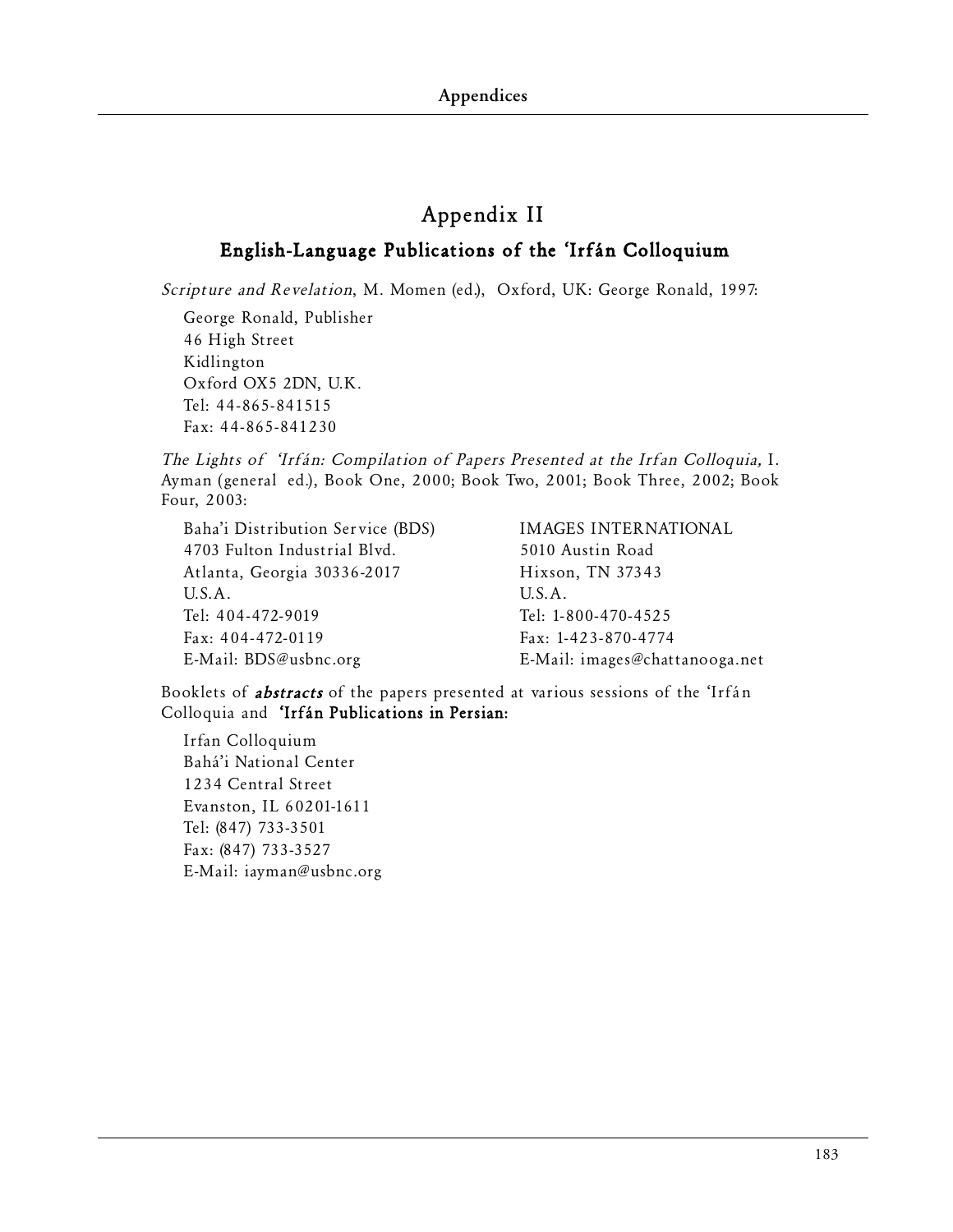# Appendix II

## English-Language Publications of the 'Irfán Colloquium

*Scripture and Revelation*, M. Momen (ed.), Oxford, UK: George Ronald, 1997:

George Ronald, Publisher
46 High Street
Kidlington
Oxford OX5 2DN, U.K.
Tel: 44-865-841515
Fax: 44-865-841230

*The Lights of 'Irfán: Compilation of Papers Presented at the Irfan Colloquia,* I. Ayman (general ed.), Book One, 2000; Book Two, 2001; Book Three, 2002; Book Four, 2003:

Baha'i Distribution Service (BDS)
4703 Fulton Industrial Blvd.
Atlanta, Georgia 30336-2017
U.S.A.
Tel: 404-472-9019
Fax: 404-472-0119
E-Mail: BDS@usbnc.org

IMAGES INTERNATIONAL
5010 Austin Road
Hixson, TN 37343
U.S.A.
Tel: 1-800-470-4525
Fax: 1-423-870-4774
E-Mail: images@chattanooga.net

Booklets of ***abstracts*** of the papers presented at various sessions of the 'Irfán Colloquia and **'Irfán Publications in Persian:**

Irfan Colloquium
Bahá'i National Center
1234 Central Street
Evanston, IL 60201-1611
Tel: (847) 733-3501
Fax: (847) 733-3527
E-Mail: iayman@usbnc.org